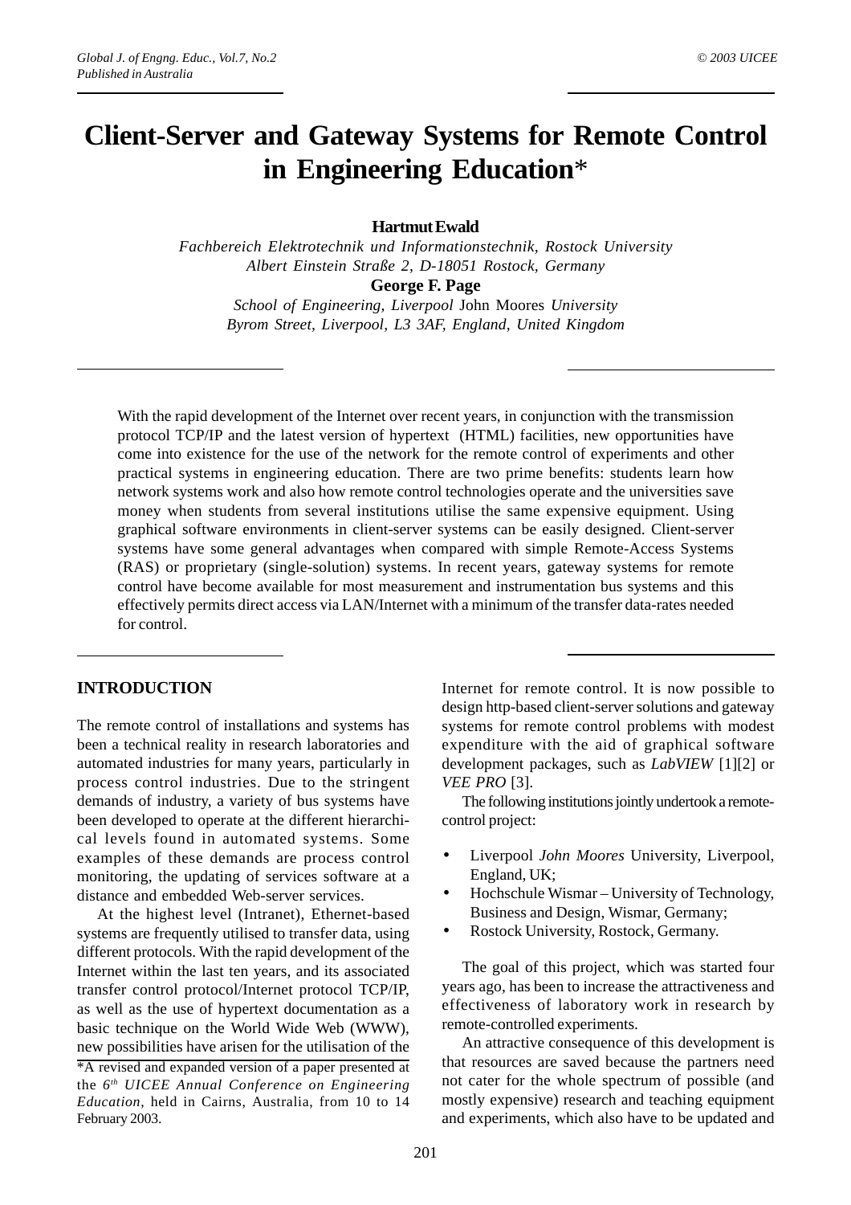# Client-Server and Gateway Systems for Remote Control in Engineering Education*

**Hartmut Ewald**

*Fachbereich Elektrotechnik und Informationstechnik, Rostock University*
*Albert Einstein Straße 2, D-18051 Rostock, Germany*

**George F. Page**

*School of Engineering, Liverpool* John Moores *University*
*Byrom Street, Liverpool, L3 3AF, England, United Kingdom*

With the rapid development of the Internet over recent years, in conjunction with the transmission protocol TCP/IP and the latest version of hypertext (HTML) facilities, new opportunities have come into existence for the use of the network for the remote control of experiments and other practical systems in engineering education. There are two prime benefits: students learn how network systems work and also how remote control technologies operate and the universities save money when students from several institutions utilise the same expensive equipment. Using graphical software environments in client-server systems can be easily designed. Client-server systems have some general advantages when compared with simple Remote-Access Systems (RAS) or proprietary (single-solution) systems. In recent years, gateway systems for remote control have become available for most measurement and instrumentation bus systems and this effectively permits direct access via LAN/Internet with a minimum of the transfer data-rates needed for control.

## INTRODUCTION

The remote control of installations and systems has been a technical reality in research laboratories and automated industries for many years, particularly in process control industries. Due to the stringent demands of industry, a variety of bus systems have been developed to operate at the different hierarchical levels found in automated systems. Some examples of these demands are process control monitoring, the updating of services software at a distance and embedded Web-server services.

At the highest level (Intranet), Ethernet-based systems are frequently utilised to transfer data, using different protocols. With the rapid development of the Internet within the last ten years, and its associated transfer control protocol/Internet protocol TCP/IP, as well as the use of hypertext documentation as a basic technique on the World Wide Web (WWW), new possibilities have arisen for the utilisation of the Internet for remote control. It is now possible to design http-based client-server solutions and gateway systems for remote control problems with modest expenditure with the aid of graphical software development packages, such as *LabVIEW* [1][2] or *VEE PRO* [3].

The following institutions jointly undertook a remote-control project:

- Liverpool *John Moores* University, Liverpool, England, UK;
- Hochschule Wismar – University of Technology, Business and Design, Wismar, Germany;
- Rostock University, Rostock, Germany.

The goal of this project, which was started four years ago, has been to increase the attractiveness and effectiveness of laboratory work in research by remote-controlled experiments.

An attractive consequence of this development is that resources are saved because the partners need not cater for the whole spectrum of possible (and mostly expensive) research and teaching equipment and experiments, which also have to be updated and

*A revised and expanded version of a paper presented at the 6th *UICEE Annual Conference on Engineering Education*, held in Cairns, Australia, from 10 to 14 February 2003.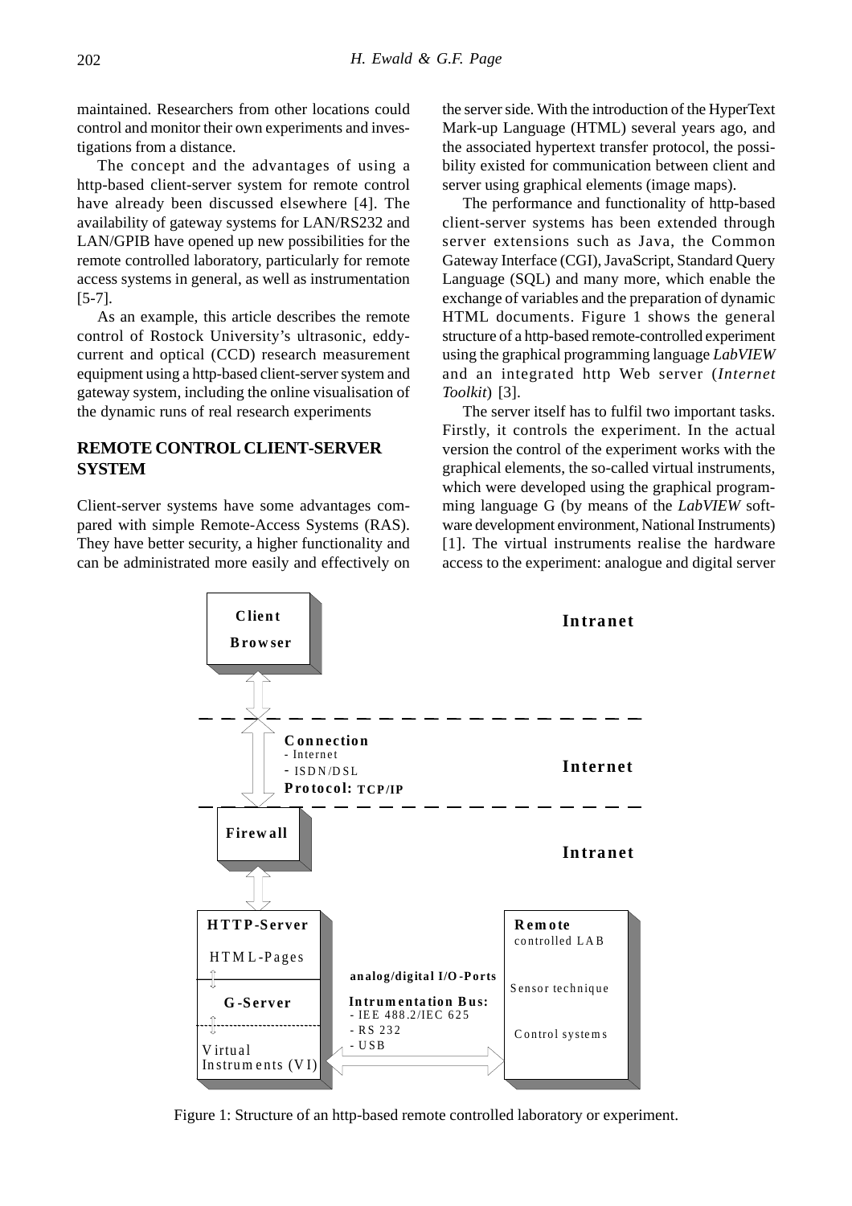maintained. Researchers from other locations could control and monitor their own experiments and investigations from a distance.

The concept and the advantages of using a http-based client-server system for remote control have already been discussed elsewhere [4]. The availability of gateway systems for LAN/RS232 and LAN/GPIB have opened up new possibilities for the remote controlled laboratory, particularly for remote access systems in general, as well as instrumentation [5-7].

As an example, this article describes the remote control of Rostock University's ultrasonic, eddy-current and optical (CCD) research measurement equipment using a http-based client-server system and gateway system, including the online visualisation of the dynamic runs of real research experiments

## REMOTE CONTROL CLIENT-SERVER SYSTEM

Client-server systems have some advantages compared with simple Remote-Access Systems (RAS). They have better security, a higher functionality and can be administrated more easily and effectively on the server side. With the introduction of the HyperText Mark-up Language (HTML) several years ago, and the associated hypertext transfer protocol, the possibility existed for communication between client and server using graphical elements (image maps).

The performance and functionality of http-based client-server systems has been extended through server extensions such as Java, the Common Gateway Interface (CGI), JavaScript, Standard Query Language (SQL) and many more, which enable the exchange of variables and the preparation of dynamic HTML documents. Figure 1 shows the general structure of a http-based remote-controlled experiment using the graphical programming language *LabVIEW* and an integrated http Web server (*Internet Toolkit*) [3].

The server itself has to fulfil two important tasks. Firstly, it controls the experiment. In the actual version the control of the experiment works with the graphical elements, the so-called virtual instruments, which were developed using the graphical programming language G (by means of the *LabVIEW* software development environment, National Instruments) [1]. The virtual instruments realise the hardware access to the experiment: analogue and digital server

Client Browser | Intranet | Connection - Internet - ISDN/DSL Protocol: TCP/IP | Internet | Firewall | Intranet | HTTP-Server HTML-Pages | G-Server | Virtual Instruments (VI) | analog/digital I/O-Ports | Intrumentation Bus: - IEE 488.2/IEC 625 - RS 232 - USB | Remote controlled LAB | Sensor technique | Control systems

Figure 1: Structure of an http-based remote controlled laboratory or experiment.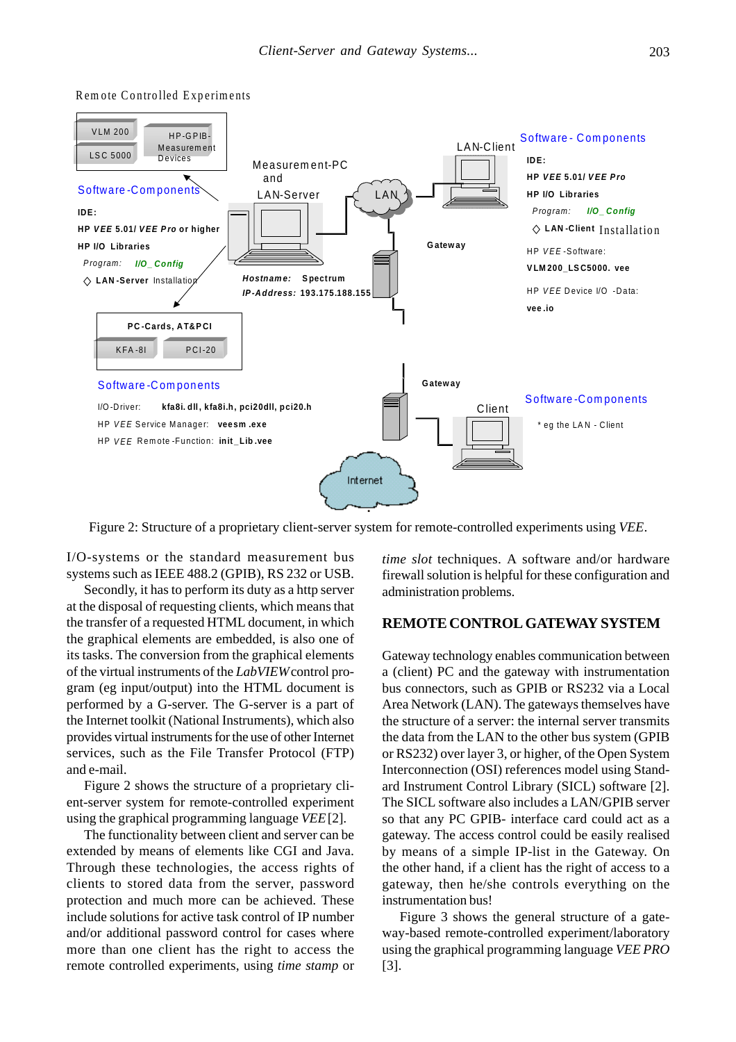Figure 2: Structure of a proprietary client-server system for remote-controlled experiments using *VEE*.

I/O-systems or the standard measurement bus systems such as IEEE 488.2 (GPIB), RS 232 or USB.

Secondly, it has to perform its duty as a http server at the disposal of requesting clients, which means that the transfer of a requested HTML document, in which the graphical elements are embedded, is also one of its tasks. The conversion from the graphical elements of the virtual instruments of the *LabVIEW* control program (eg input/output) into the HTML document is performed by a G-server. The G-server is a part of the Internet toolkit (National Instruments), which also provides virtual instruments for the use of other Internet services, such as the File Transfer Protocol (FTP) and e-mail.

Figure 2 shows the structure of a proprietary client-server system for remote-controlled experiment using the graphical programming language *VEE* [2].

The functionality between client and server can be extended by means of elements like CGI and Java. Through these technologies, the access rights of clients to stored data from the server, password protection and much more can be achieved. These include solutions for active task control of IP number and/or additional password control for cases where more than one client has the right to access the remote controlled experiments, using *time stamp* or *time slot* techniques. A software and/or hardware firewall solution is helpful for these configuration and administration problems.

## REMOTE CONTROL GATEWAY SYSTEM

Gateway technology enables communication between a (client) PC and the gateway with instrumentation bus connectors, such as GPIB or RS232 via a Local Area Network (LAN). The gateways themselves have the structure of a server: the internal server transmits the data from the LAN to the other bus system (GPIB or RS232) over layer 3, or higher, of the Open System Interconnection (OSI) references model using Standard Instrument Control Library (SICL) software [2]. The SICL software also includes a LAN/GPIB server so that any PC GPIB- interface card could act as a gateway. The access control could be easily realised by means of a simple IP-list in the Gateway. On the other hand, if a client has the right of access to a gateway, then he/she controls everything on the instrumentation bus!

Figure 3 shows the general structure of a gateway-based remote-controlled experiment/laboratory using the graphical programming language *VEE PRO* [3].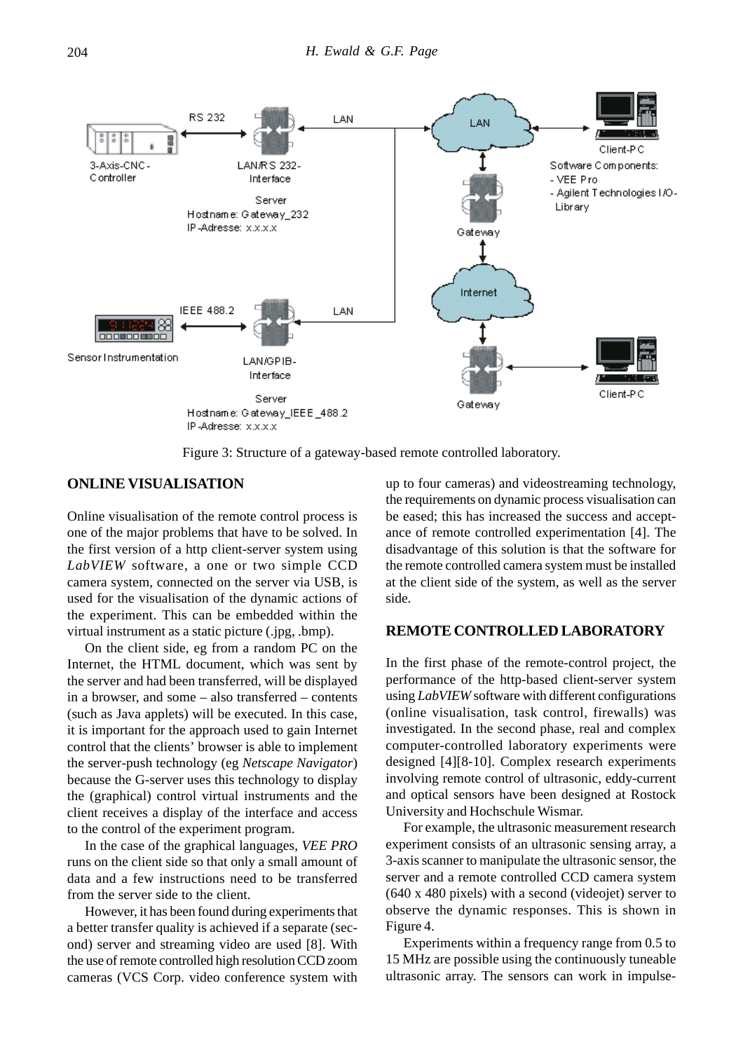Figure 3: Structure of a gateway-based remote controlled laboratory.

## ONLINE VISUALISATION

Online visualisation of the remote control process is one of the major problems that have to be solved. In the first version of a http client-server system using *LabVIEW* software, a one or two simple CCD camera system, connected on the server via USB, is used for the visualisation of the dynamic actions of the experiment. This can be embedded within the virtual instrument as a static picture (.jpg, .bmp).

On the client side, eg from a random PC on the Internet, the HTML document, which was sent by the server and had been transferred, will be displayed in a browser, and some – also transferred – contents (such as Java applets) will be executed. In this case, it is important for the approach used to gain Internet control that the clients' browser is able to implement the server-push technology (eg *Netscape Navigator*) because the G-server uses this technology to display the (graphical) control virtual instruments and the client receives a display of the interface and access to the control of the experiment program.

In the case of the graphical languages, *VEE PRO* runs on the client side so that only a small amount of data and a few instructions need to be transferred from the server side to the client.

However, it has been found during experiments that a better transfer quality is achieved if a separate (second) server and streaming video are used [8]. With the use of remote controlled high resolution CCD zoom cameras (VCS Corp. video conference system with up to four cameras) and videostreaming technology, the requirements on dynamic process visualisation can be eased; this has increased the success and acceptance of remote controlled experimentation [4]. The disadvantage of this solution is that the software for the remote controlled camera system must be installed at the client side of the system, as well as the server side.

## REMOTE CONTROLLED LABORATORY

In the first phase of the remote-control project, the performance of the http-based client-server system using *LabVIEW* software with different configurations (online visualisation, task control, firewalls) was investigated. In the second phase, real and complex computer-controlled laboratory experiments were designed [4][8-10]. Complex research experiments involving remote control of ultrasonic, eddy-current and optical sensors have been designed at Rostock University and Hochschule Wismar.

For example, the ultrasonic measurement research experiment consists of an ultrasonic sensing array, a 3-axis scanner to manipulate the ultrasonic sensor, the server and a remote controlled CCD camera system (640 x 480 pixels) with a second (videojet) server to observe the dynamic responses. This is shown in Figure 4.

Experiments within a frequency range from 0.5 to 15 MHz are possible using the continuously tuneable ultrasonic array. The sensors can work in impulse-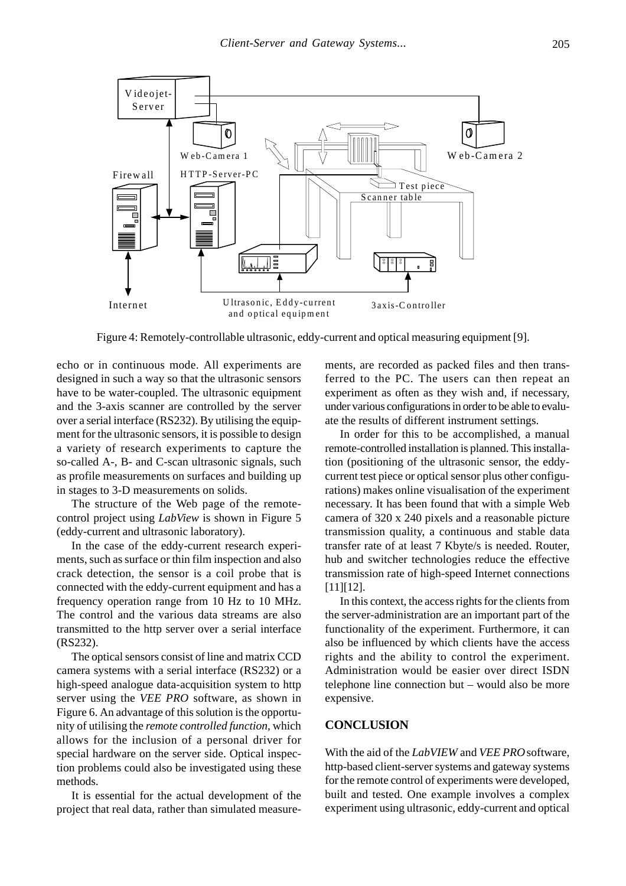Figure 4: Remotely-controllable ultrasonic, eddy-current and optical measuring equipment [9].

echo or in continuous mode. All experiments are designed in such a way so that the ultrasonic sensors have to be water-coupled. The ultrasonic equipment and the 3-axis scanner are controlled by the server over a serial interface (RS232). By utilising the equipment for the ultrasonic sensors, it is possible to design a variety of research experiments to capture the so-called A-, B- and C-scan ultrasonic signals, such as profile measurements on surfaces and building up in stages to 3-D measurements on solids.

The structure of the Web page of the remote-control project using *LabView* is shown in Figure 5 (eddy-current and ultrasonic laboratory).

In the case of the eddy-current research experiments, such as surface or thin film inspection and also crack detection, the sensor is a coil probe that is connected with the eddy-current equipment and has a frequency operation range from 10 Hz to 10 MHz. The control and the various data streams are also transmitted to the http server over a serial interface (RS232).

The optical sensors consist of line and matrix CCD camera systems with a serial interface (RS232) or a high-speed analogue data-acquisition system to http server using the *VEE PRO* software, as shown in Figure 6. An advantage of this solution is the opportunity of utilising the *remote controlled function*, which allows for the inclusion of a personal driver for special hardware on the server side. Optical inspection problems could also be investigated using these methods.

It is essential for the actual development of the project that real data, rather than simulated measurements, are recorded as packed files and then transferred to the PC. The users can then repeat an experiment as often as they wish and, if necessary, under various configurations in order to be able to evaluate the results of different instrument settings.

In order for this to be accomplished, a manual remote-controlled installation is planned. This installation (positioning of the ultrasonic sensor, the eddy-current test piece or optical sensor plus other configurations) makes online visualisation of the experiment necessary. It has been found that with a simple Web camera of 320 x 240 pixels and a reasonable picture transmission quality, a continuous and stable data transfer rate of at least 7 Kbyte/s is needed. Router, hub and switcher technologies reduce the effective transmission rate of high-speed Internet connections [11][12].

In this context, the access rights for the clients from the server-administration are an important part of the functionality of the experiment. Furthermore, it can also be influenced by which clients have the access rights and the ability to control the experiment. Administration would be easier over direct ISDN telephone line connection but – would also be more expensive.

## CONCLUSION

With the aid of the *LabVIEW* and *VEE PRO* software, http-based client-server systems and gateway systems for the remote control of experiments were developed, built and tested. One example involves a complex experiment using ultrasonic, eddy-current and optical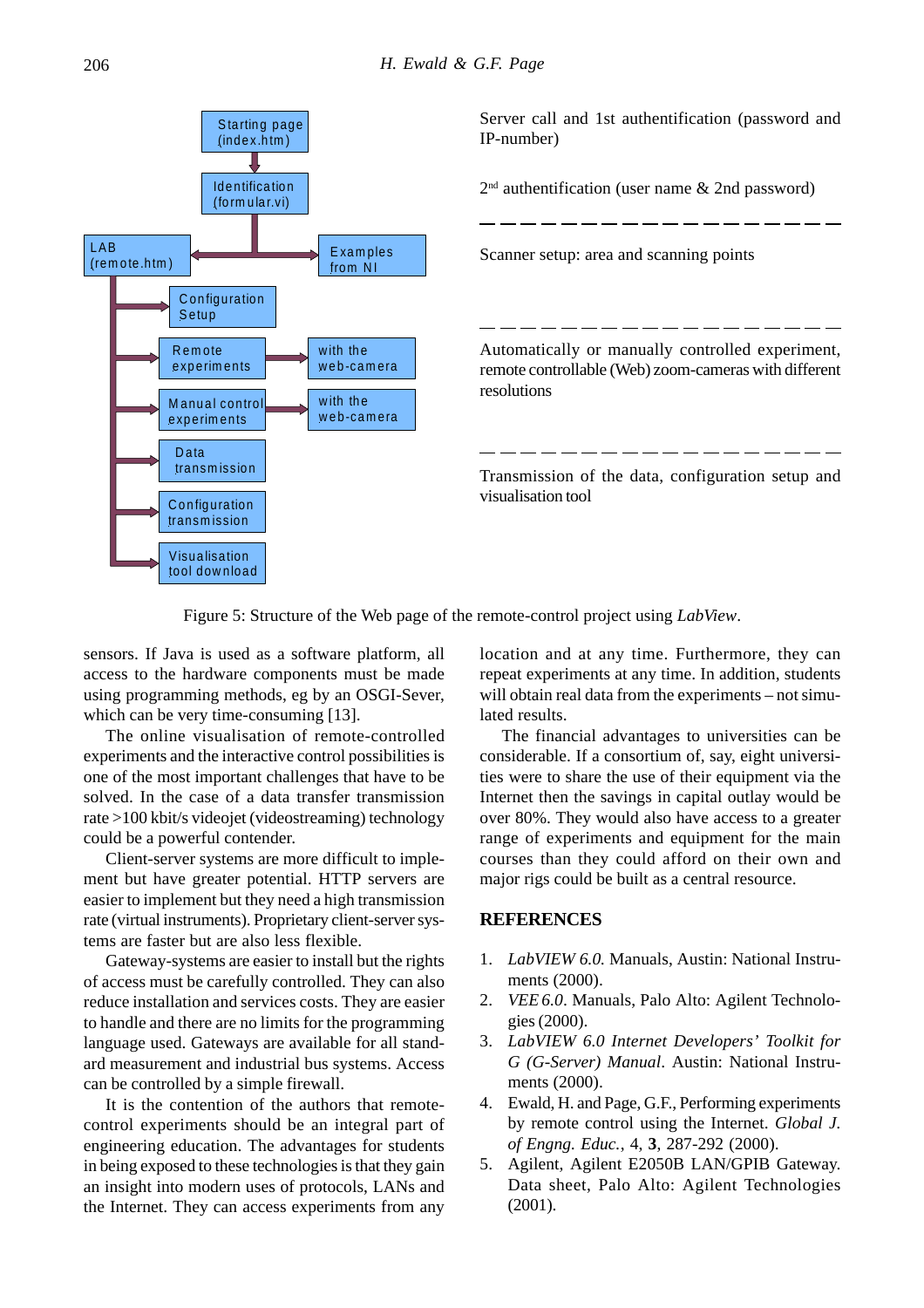Starting page (index.htm)

Identification (formular.vi)

LAB (remote.htm)

Examples from NI

Configuration Setup

Remote experiments — with the web-camera

Manual control experiments — with the web-camera

Data transmission

Configuration transmission

Visualisation tool download

Server call and 1st authentification (password and IP-number)

2nd authentification (user name & 2nd password)

Scanner setup: area and scanning points

Automatically or manually controlled experiment, remote controllable (Web) zoom-cameras with different resolutions

Transmission of the data, configuration setup and visualisation tool

Figure 5: Structure of the Web page of the remote-control project using *LabView*.

sensors. If Java is used as a software platform, all access to the hardware components must be made using programming methods, eg by an OSGI-Sever, which can be very time-consuming [13].

The online visualisation of remote-controlled experiments and the interactive control possibilities is one of the most important challenges that have to be solved. In the case of a data transfer transmission rate >100 kbit/s videojet (videostreaming) technology could be a powerful contender.

Client-server systems are more difficult to implement but have greater potential. HTTP servers are easier to implement but they need a high transmission rate (virtual instruments). Proprietary client-server systems are faster but are also less flexible.

Gateway-systems are easier to install but the rights of access must be carefully controlled. They can also reduce installation and services costs. They are easier to handle and there are no limits for the programming language used. Gateways are available for all standard measurement and industrial bus systems. Access can be controlled by a simple firewall.

It is the contention of the authors that remote-control experiments should be an integral part of engineering education. The advantages for students in being exposed to these technologies is that they gain an insight into modern uses of protocols, LANs and the Internet. They can access experiments from any location and at any time. Furthermore, they can repeat experiments at any time. In addition, students will obtain real data from the experiments – not simulated results.

The financial advantages to universities can be considerable. If a consortium of, say, eight universities were to share the use of their equipment via the Internet then the savings in capital outlay would be over 80%. They would also have access to a greater range of experiments and equipment for the main courses than they could afford on their own and major rigs could be built as a central resource.

## REFERENCES

1. *LabVIEW 6.0.* Manuals, Austin: National Instruments (2000).
2. *VEE 6.0*. Manuals, Palo Alto: Agilent Technologies (2000).
3. *LabVIEW 6.0 Internet Developers' Toolkit for G (G-Server) Manual*. Austin: National Instruments (2000).
4. Ewald, H. and Page, G.F., Performing experiments by remote control using the Internet. *Global J. of Engng. Educ.*, 4, **3**, 287-292 (2000).
5. Agilent, Agilent E2050B LAN/GPIB Gateway. Data sheet, Palo Alto: Agilent Technologies (2001).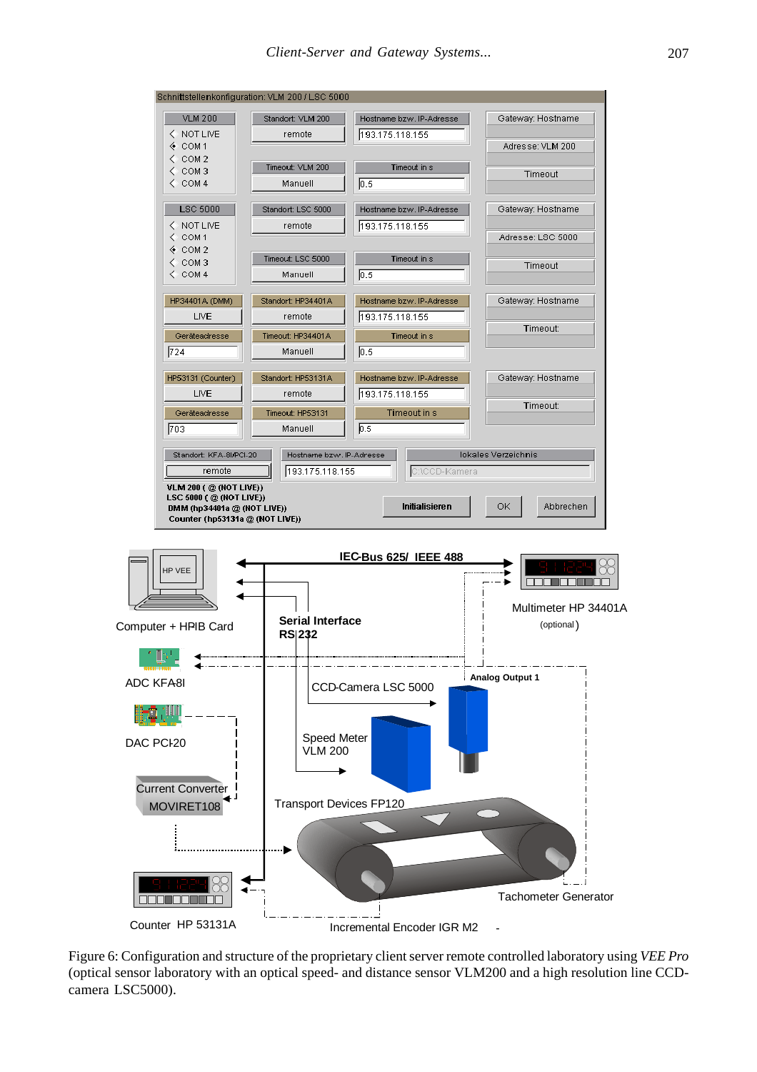Figure 6: Configuration and structure of the proprietary client server remote controlled laboratory using *VEE Pro* (optical sensor laboratory with an optical speed- and distance sensor VLM200 and a high resolution line CCD-camera LSC5000).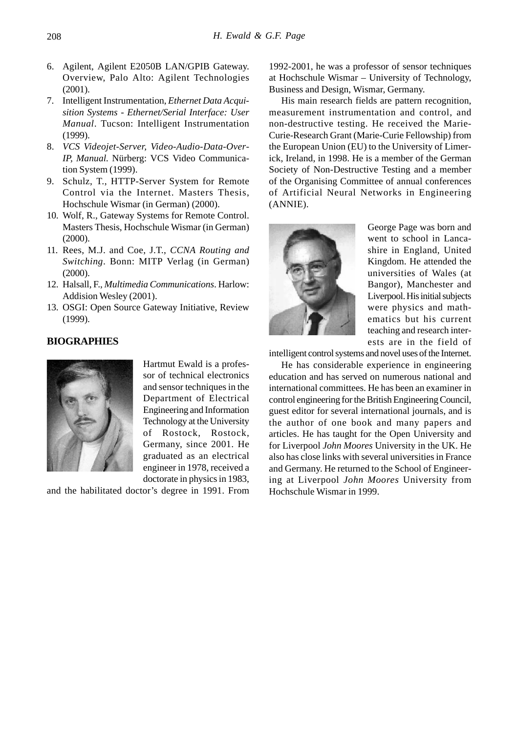6. Agilent, Agilent E2050B LAN/GPIB Gateway. Overview, Palo Alto: Agilent Technologies (2001).
7. Intelligent Instrumentation, *Ethernet Data Acquisition Systems - Ethernet/Serial Interface: User Manual*. Tucson: Intelligent Instrumentation (1999).
8. *VCS Videojet-Server, Video-Audio-Data-Over-IP, Manual.* Nürberg: VCS Video Communication System (1999).
9. Schulz, T., HTTP-Server System for Remote Control via the Internet. Masters Thesis, Hochschule Wismar (in German) (2000).
10. Wolf, R., Gateway Systems for Remote Control. Masters Thesis, Hochschule Wismar (in German) (2000).
11. Rees, M.J. and Coe, J.T., *CCNA Routing and Switching*. Bonn: MITP Verlag (in German) (2000).
12. Halsall, F., *Multimedia Communications*. Harlow: Addision Wesley (2001).
13. OSGI: Open Source Gateway Initiative, Review (1999).

## BIOGRAPHIES

Hartmut Ewald is a professor of technical electronics and sensor techniques in the Department of Electrical Engineering and Information Technology at the University of Rostock, Rostock, Germany, since 2001. He graduated as an electrical engineer in 1978, received a doctorate in physics in 1983, and the habilitated doctor's degree in 1991. From 1992-2001, he was a professor of sensor techniques at Hochschule Wismar – University of Technology, Business and Design, Wismar, Germany.

His main research fields are pattern recognition, measurement instrumentation and control, and non-destructive testing. He received the Marie-Curie-Research Grant (Marie-Curie Fellowship) from the European Union (EU) to the University of Limerick, Ireland, in 1998. He is a member of the German Society of Non-Destructive Testing and a member of the Organising Committee of annual conferences of Artificial Neural Networks in Engineering (ANNIE).

George Page was born and went to school in Lancashire in England, United Kingdom. He attended the universities of Wales (at Bangor), Manchester and Liverpool. His initial subjects were physics and mathematics but his current teaching and research interests are in the field of intelligent control systems and novel uses of the Internet.

He has considerable experience in engineering education and has served on numerous national and international committees. He has been an examiner in control engineering for the British Engineering Council, guest editor for several international journals, and is the author of one book and many papers and articles. He has taught for the Open University and for Liverpool *John Moores* University in the UK. He also has close links with several universities in France and Germany. He returned to the School of Engineering at Liverpool *John Moores* University from Hochschule Wismar in 1999.